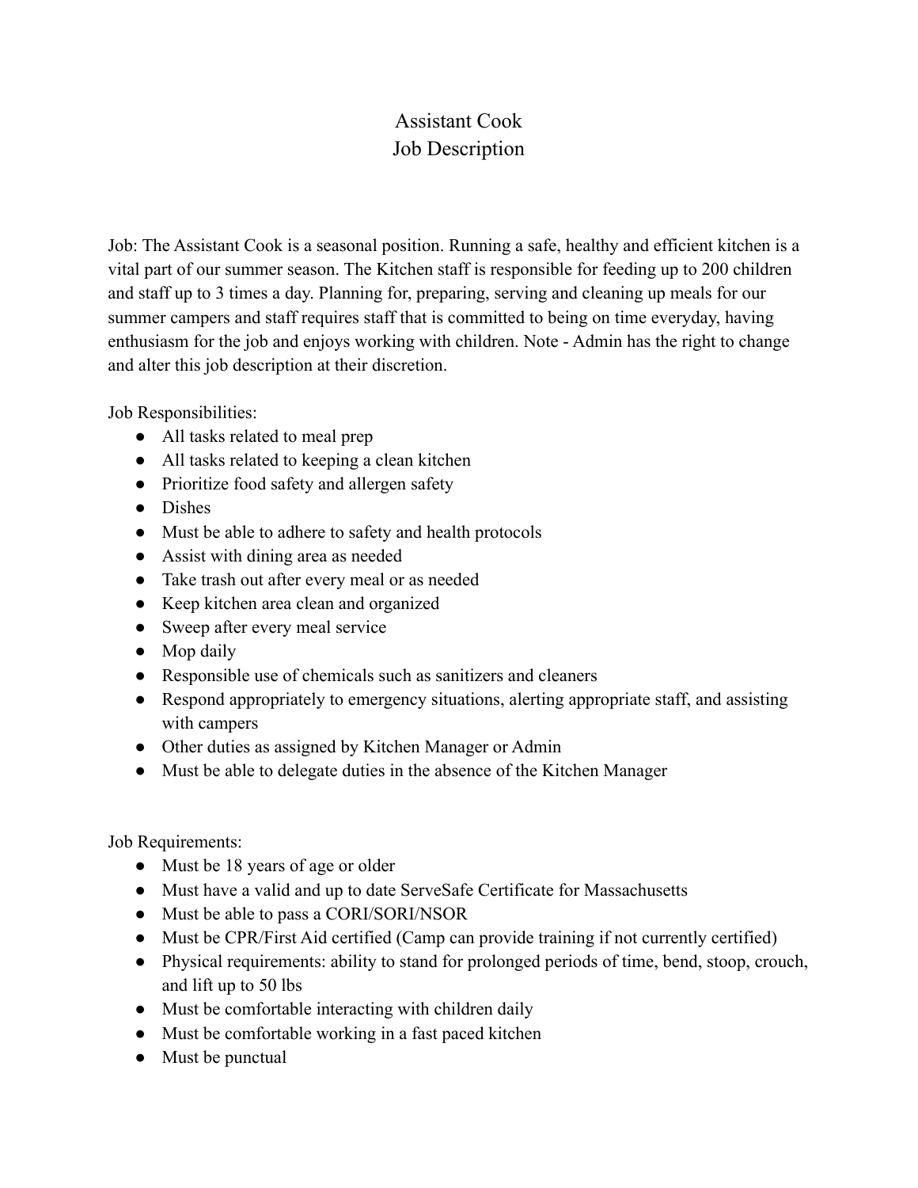# Assistant Cook
# Job Description

Job: The Assistant Cook is a seasonal position. Running a safe, healthy and efficient kitchen is a vital part of our summer season. The Kitchen staff is responsible for feeding up to 200 children and staff up to 3 times a day. Planning for, preparing, serving and cleaning up meals for our summer campers and staff requires staff that is committed to being on time everyday, having enthusiasm for the job and enjoys working with children. Note - Admin has the right to change and alter this job description at their discretion.

Job Responsibilities:

- All tasks related to meal prep
- All tasks related to keeping a clean kitchen
- Prioritize food safety and allergen safety
- Dishes
- Must be able to adhere to safety and health protocols
- Assist with dining area as needed
- Take trash out after every meal or as needed
- Keep kitchen area clean and organized
- Sweep after every meal service
- Mop daily
- Responsible use of chemicals such as sanitizers and cleaners
- Respond appropriately to emergency situations, alerting appropriate staff, and assisting with campers
- Other duties as assigned by Kitchen Manager or Admin
- Must be able to delegate duties in the absence of the Kitchen Manager

Job Requirements:

- Must be 18 years of age or older
- Must have a valid and up to date ServeSafe Certificate for Massachusetts
- Must be able to pass a CORI/SORI/NSOR
- Must be CPR/First Aid certified (Camp can provide training if not currently certified)
- Physical requirements: ability to stand for prolonged periods of time, bend, stoop, crouch, and lift up to 50 lbs
- Must be comfortable interacting with children daily
- Must be comfortable working in a fast paced kitchen
- Must be punctual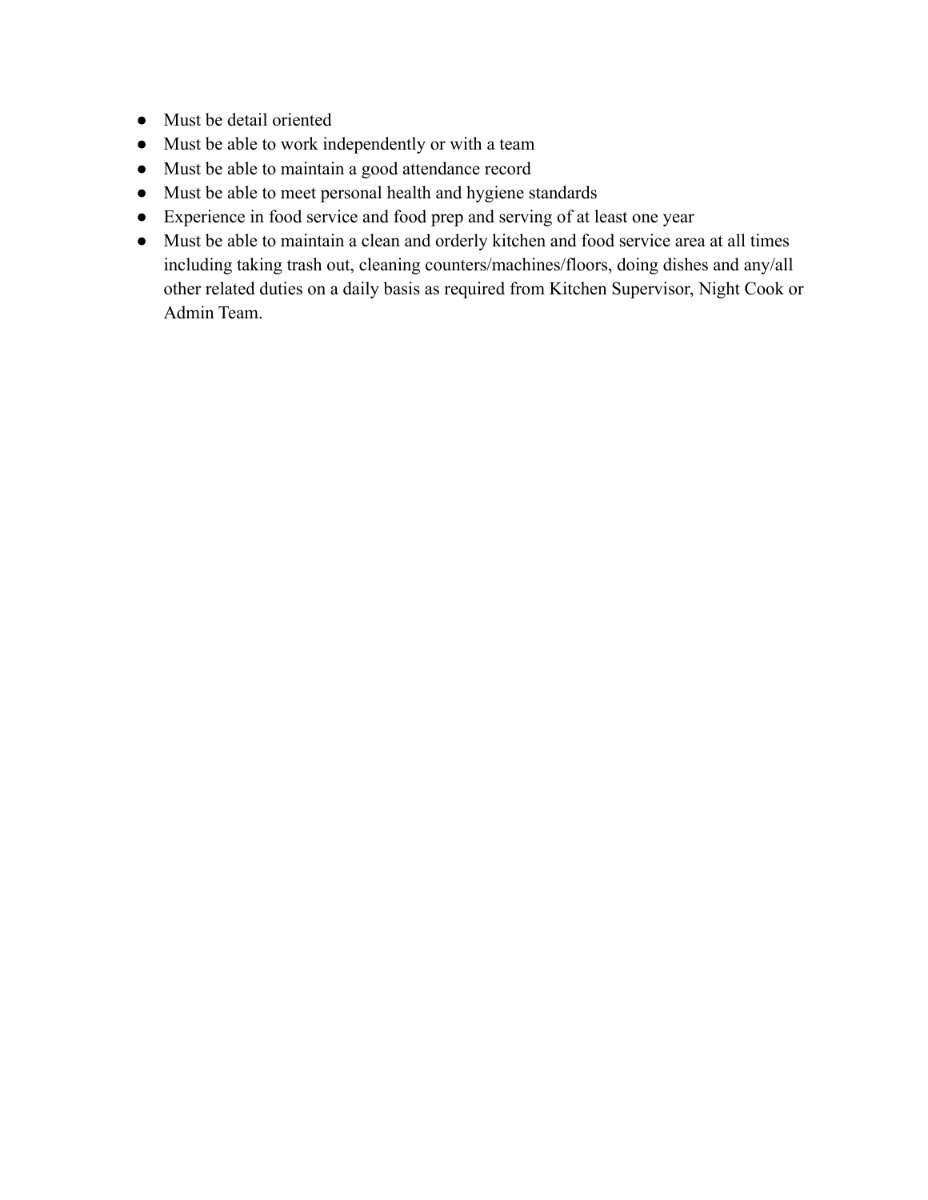- Must be detail oriented
- Must be able to work independently or with a team
- Must be able to maintain a good attendance record
- Must be able to meet personal health and hygiene standards
- Experience in food service and food prep and serving of at least one year
- Must be able to maintain a clean and orderly kitchen and food service area at all times including taking trash out, cleaning counters/machines/floors, doing dishes and any/all other related duties on a daily basis as required from Kitchen Supervisor, Night Cook or Admin Team.